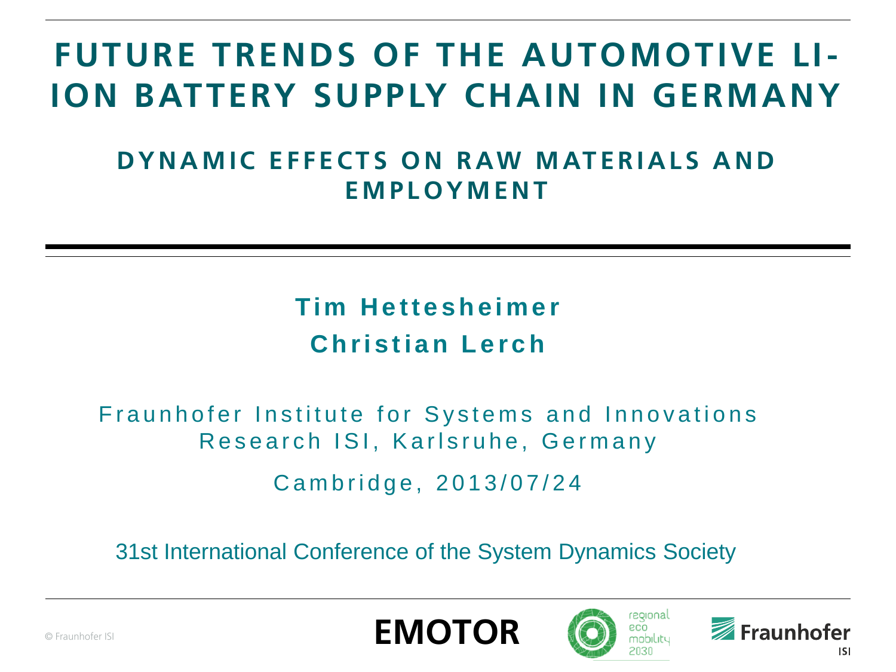# FUTURE TRENDS OF THE AUTOMOTIVE LI-ION BATTERY SUPPLY CHAIN IN GERMANY

## DYNAMIC EFFECTS ON RAW MATERIALS AND EMPLOYMENT

**Tim Hettesheimer**

**Christian Lerch**

Fraunhofer Institute for Systems and Innovations Research ISI, Karlsruhe, Germany

Cambridge, 2013/07/24

31st International Conference of the System Dynamics Society

© Fraunhofer ISI

EMOTOR

regional eco mobility 2030

Fraunhofer ISI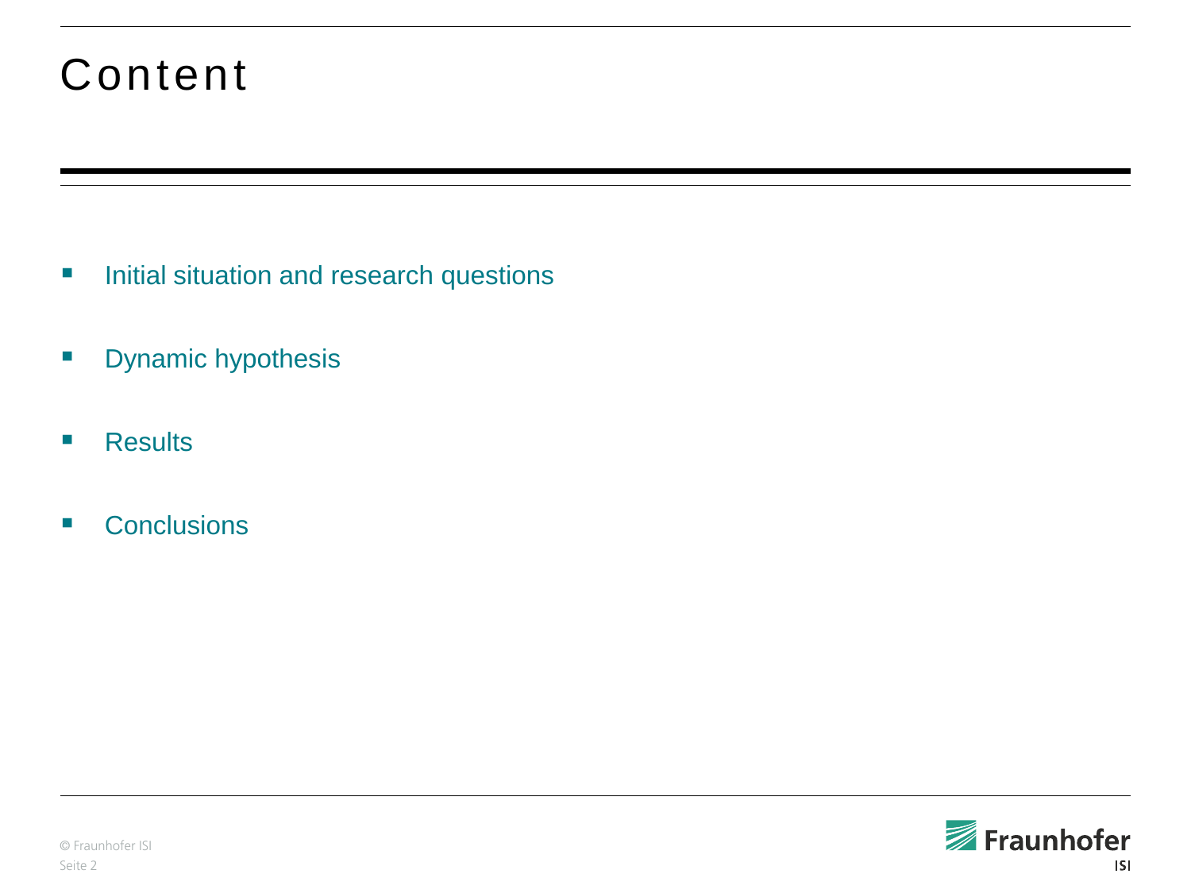# Content

- Initial situation and research questions
- Dynamic hypothesis
- Results
- Conclusions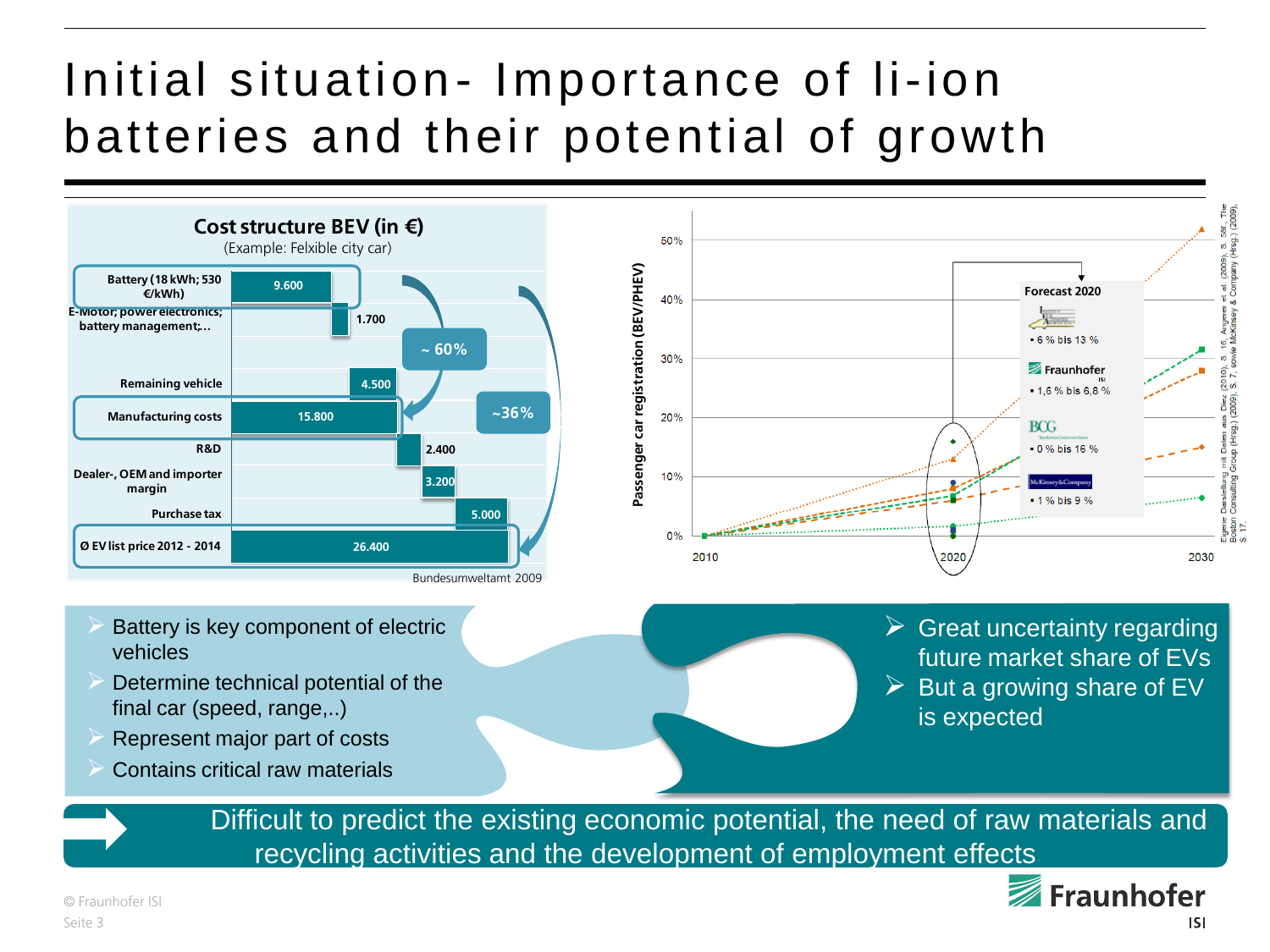# Initial situation- Importance of li-ion batteries and their potential of growth

**Cost structure BEV (in €)**

(Example: Felxible city car)

| Item | Cost (€) |
|---|---|
| Battery (18 kWh; 530 €/kWh) | 9.600 |
| E-Motor; power electronics; battery management;… | 1.700 |
| Remaining vehicle | 4.500 |
| Manufacturing costs | 15.800 |
| R&D | 2.400 |
| Dealer-, OEM and importer margin | 3.200 |
| Purchase tax | 5.000 |
| Ø EV list price 2012 - 2014 | 26.400 |

~ 60%

~36%

Bundesumweltamt 2009

**Passenger car registration (BEV/PHEV)**

Forecast 2020

- 6 % bis 13 %
- Fraunhofer ISI: 1,6 % bis 6,8 %
- BCG: 0 % bis 16 %
- McKinsey&Company: 1 % bis 9 %

Eigene Darstellung mit Daten aus Dietz (2010), S. 16, Angerer et al. (2009), S. 58f., The Boston Consulting Group (Hrsg.) (2009), S. 7, sowie McKinsey & Company (Hrsg.) (2009), S. 17.

- Battery is key component of electric vehicles
- Determine technical potential of the final car (speed, range,..)
- Represent major part of costs
- Contains critical raw materials

- Great uncertainty regarding future market share of EVs
- But a growing share of EV is expected

Difficult to predict the existing economic potential, the need of raw materials and recycling activities and the development of employment effects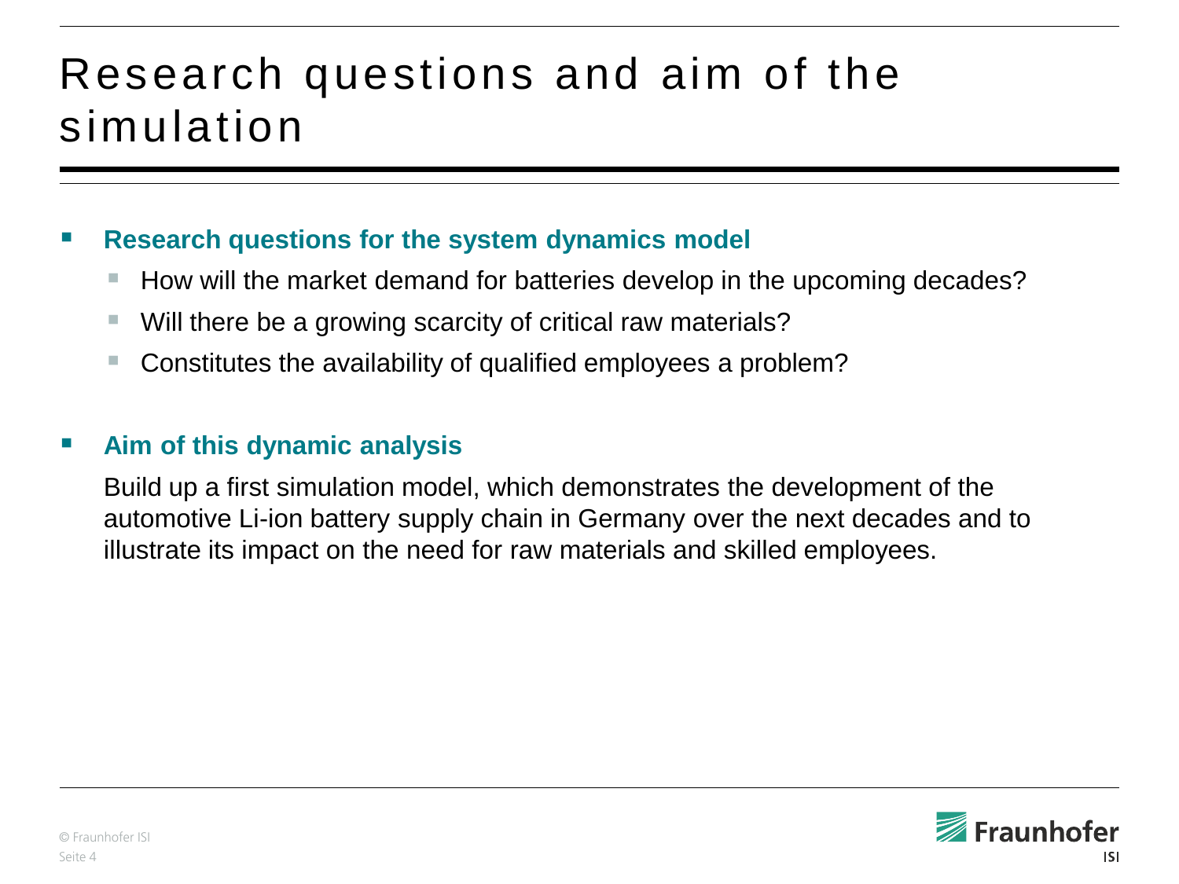# Research questions and aim of the simulation

- **Research questions for the system dynamics model**
  - How will the market demand for batteries develop in the upcoming decades?
  - Will there be a growing scarcity of critical raw materials?
  - Constitutes the availability of qualified employees a problem?

- **Aim of this dynamic analysis**

  Build up a first simulation model, which demonstrates the development of the automotive Li-ion battery supply chain in Germany over the next decades and to illustrate its impact on the need for raw materials and skilled employees.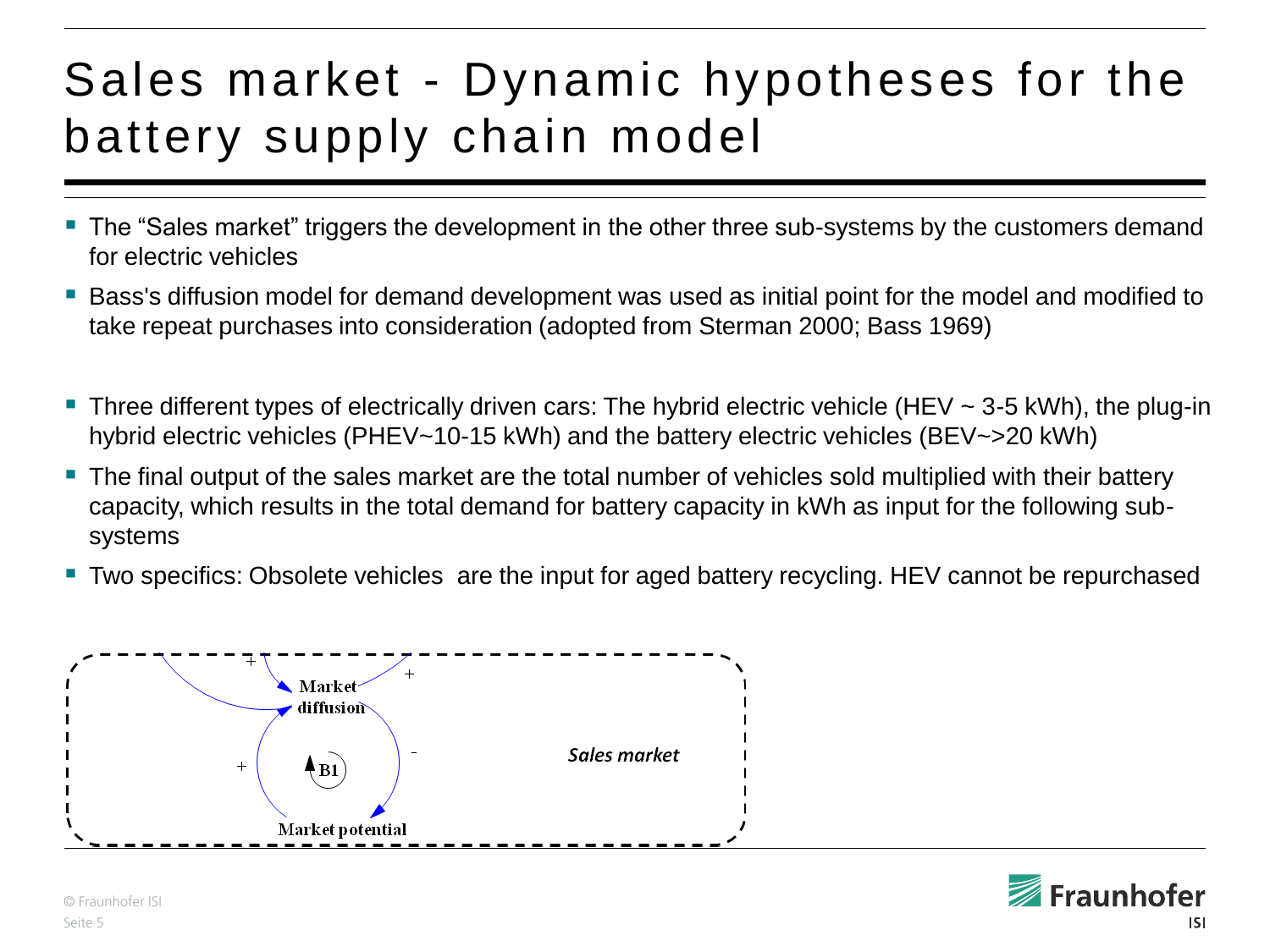# Sales market - Dynamic hypotheses for the battery supply chain model

- The "Sales market" triggers the development in the other three sub-systems by the customers demand for electric vehicles
- Bass's diffusion model for demand development was used as initial point for the model and modified to take repeat purchases into consideration (adopted from Sterman 2000; Bass 1969)
- Three different types of electrically driven cars: The hybrid electric vehicle (HEV ~ 3-5 kWh), the plug-in hybrid electric vehicles (PHEV~10-15 kWh) and the battery electric vehicles (BEV~>20 kWh)
- The final output of the sales market are the total number of vehicles sold multiplied with their battery capacity, which results in the total demand for battery capacity in kWh as input for the following sub-systems
- Two specifics: Obsolete vehicles are the input for aged battery recycling. HEV cannot be repurchased

Market diffusion

\+ \+ \+ - \+

B1

Market potential

*Sales market*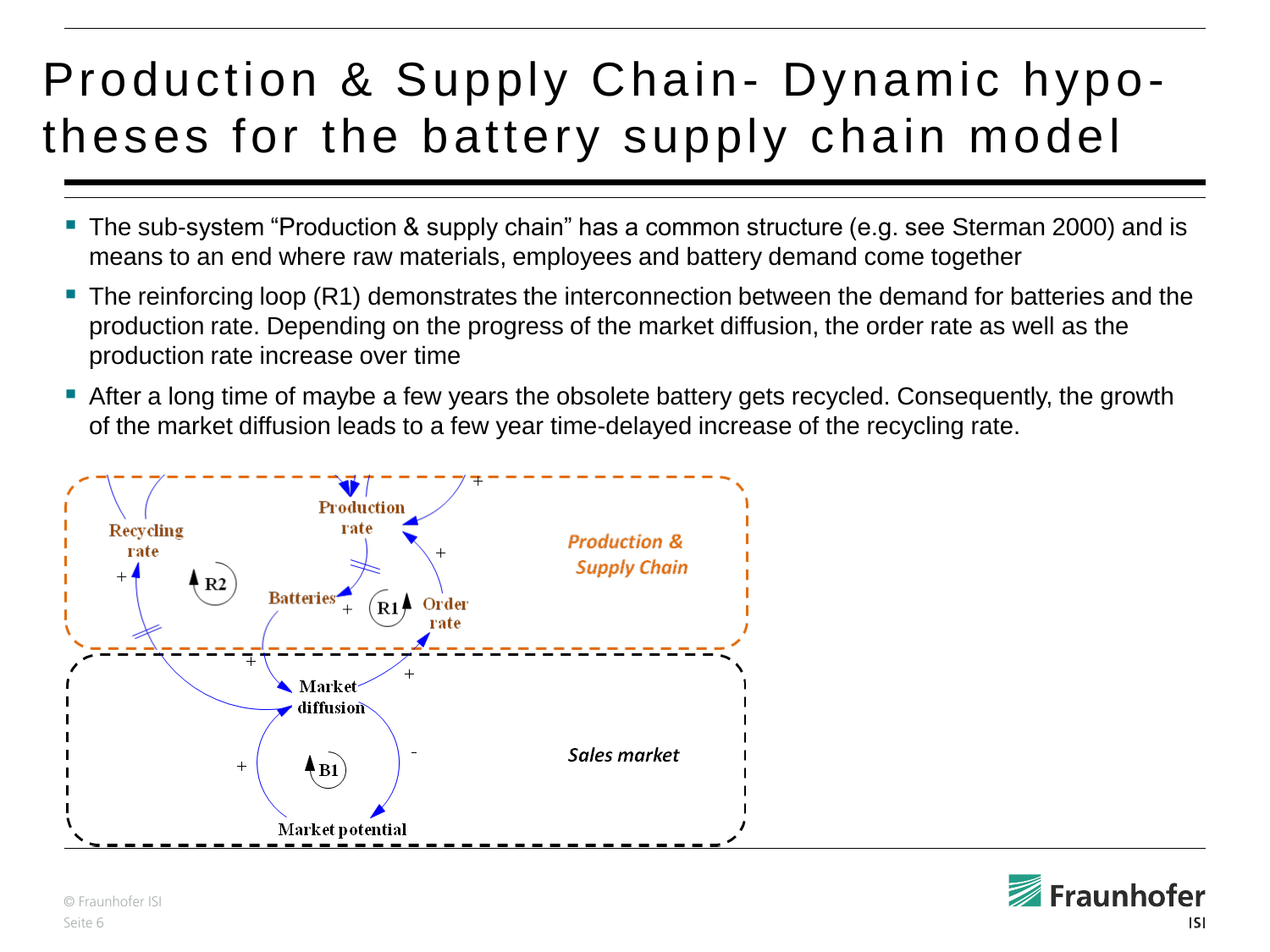# Production & Supply Chain- Dynamic hypotheses for the battery supply chain model

- The sub-system "Production & supply chain" has a common structure (e.g. see Sterman 2000) and is means to an end where raw materials, employees and battery demand come together
- The reinforcing loop (R1) demonstrates the interconnection between the demand for batteries and the production rate. Depending on the progress of the market diffusion, the order rate as well as the production rate increase over time
- After a long time of maybe a few years the obsolete battery gets recycled. Consequently, the growth of the market diffusion leads to a few year time-delayed increase of the recycling rate.

Production & Supply Chain

Recycling rate, Production rate, Batteries, Order rate, R1, R2

Sales market

Market diffusion, Market potential, B1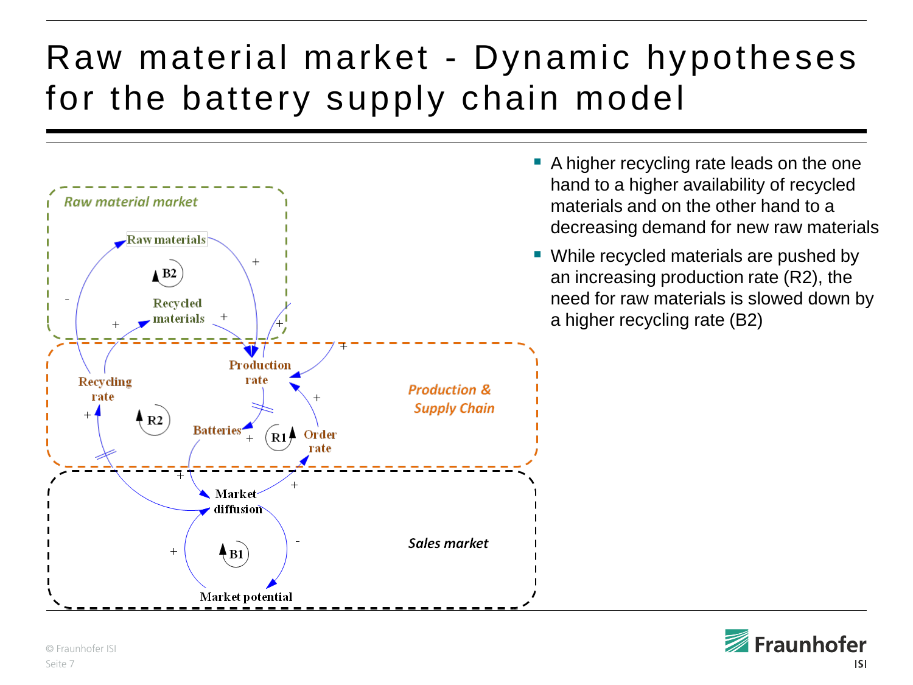# Raw material market - Dynamic hypotheses for the battery supply chain model

- A higher recycling rate leads on the one hand to a higher availability of recycled materials and on the other hand to a decreasing demand for new raw materials
- While recycled materials are pushed by an increasing production rate (R2), the need for raw materials is slowed down by a higher recycling rate (B2)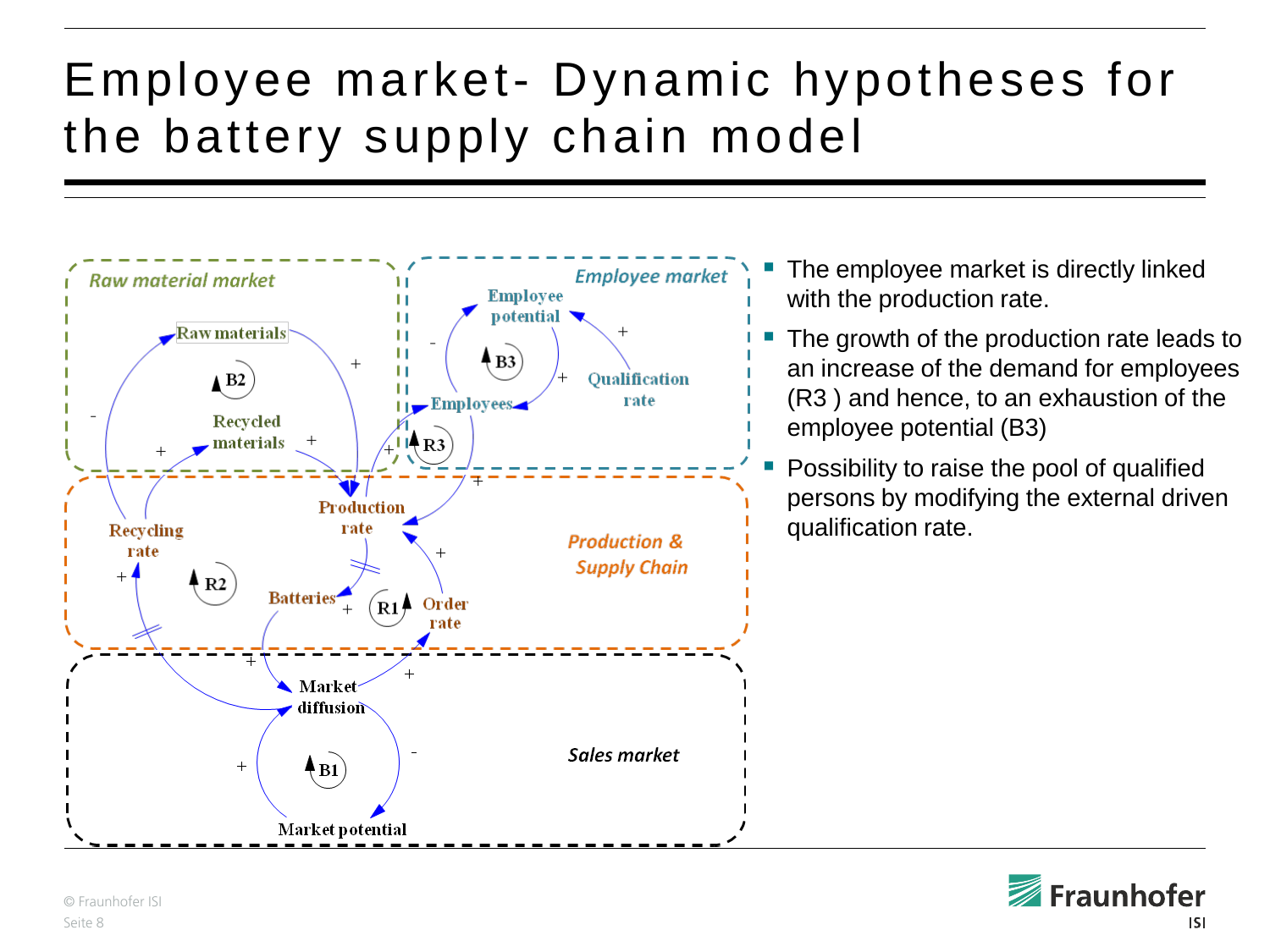# Employee market- Dynamic hypotheses for the battery supply chain model

- The employee market is directly linked with the production rate.
- The growth of the production rate leads to an increase of the demand for employees (R3 ) and hence, to an exhaustion of the employee potential (B3)
- Possibility to raise the pool of qualified persons by modifying the external driven qualification rate.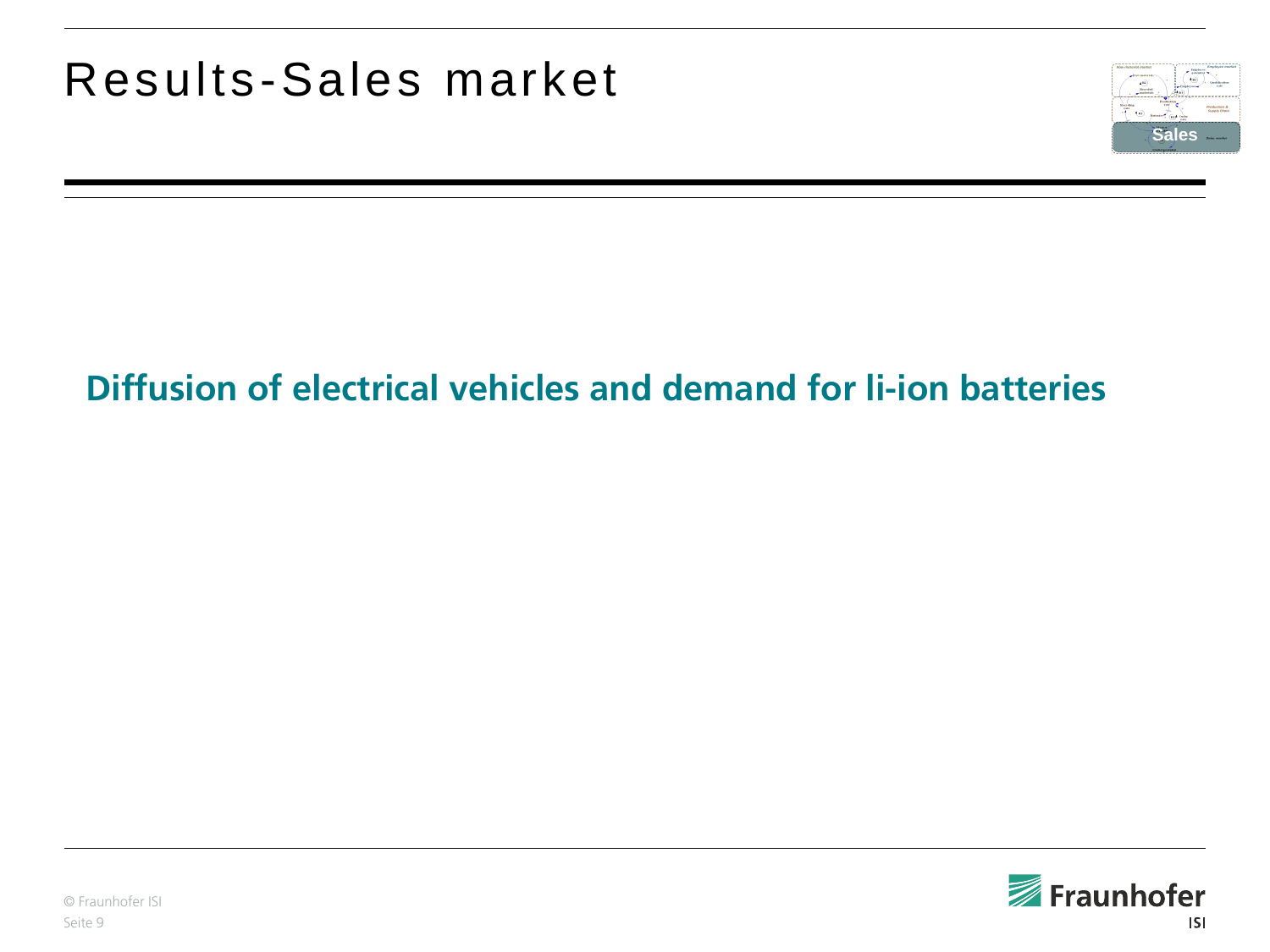# Results-Sales market

## Diffusion of electrical vehicles and demand for li-ion batteries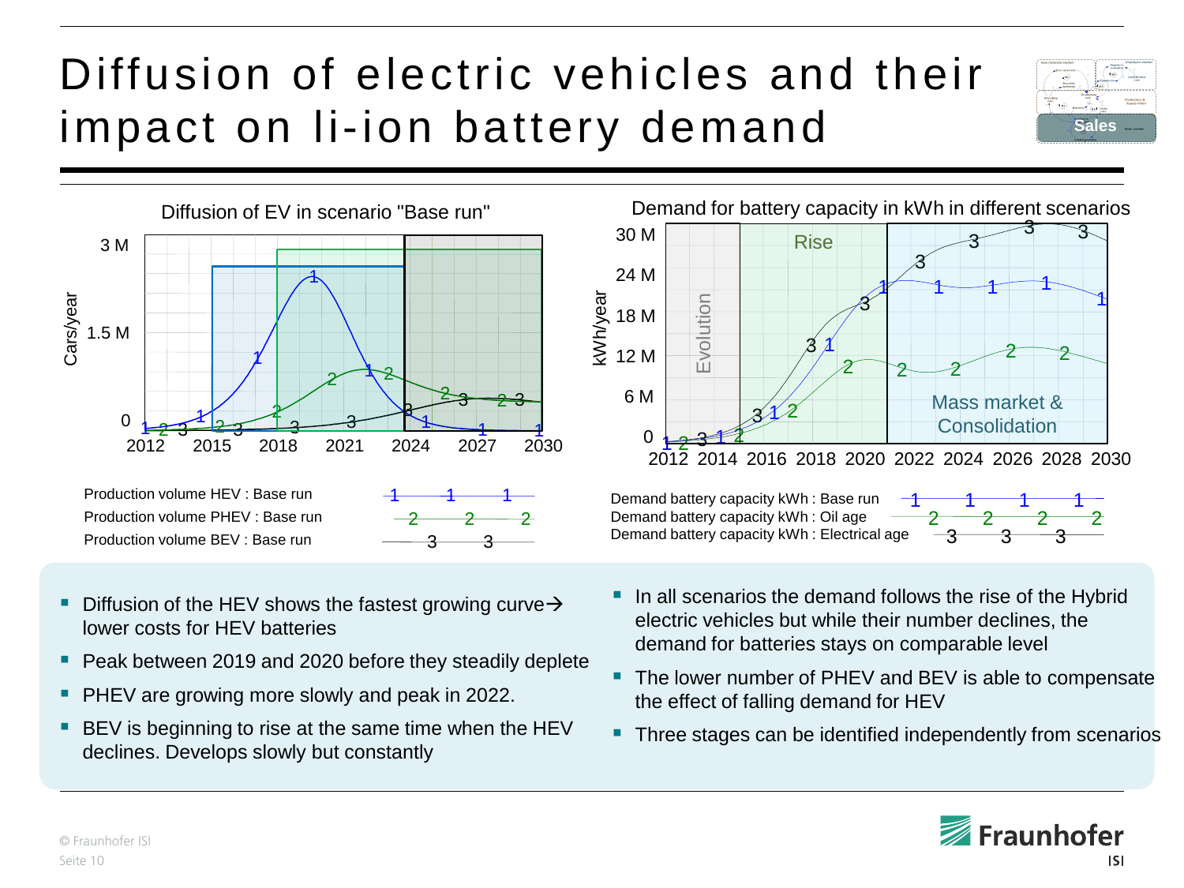# Diffusion of electric vehicles and their impact on li-ion battery demand

**Diffusion of EV in scenario "Base run"**

Cars/year: 0, 1.5 M, 3 M

2012, 2015, 2018, 2021, 2024, 2027, 2030

- Production volume HEV : Base run (1)
- Production volume PHEV : Base run (2)
- Production volume BEV : Base run (3)

**Demand for battery capacity in kWh in different scenarios**

kWh/year: 0, 6 M, 12 M, 18 M, 24 M, 30 M

2012, 2014, 2016, 2018, 2020, 2022, 2024, 2026, 2028, 2030

Evolution | Rise | Mass market & Consolidation

- Demand battery capacity kWh : Base run (1)
- Demand battery capacity kWh : Oil age (2)
- Demand battery capacity kWh : Electrical age (3)

- Diffusion of the HEV shows the fastest growing curve→ lower costs for HEV batteries
- Peak between 2019 and 2020 before they steadily deplete
- PHEV are growing more slowly and peak in 2022.
- BEV is beginning to rise at the same time when the HEV declines. Develops slowly but constantly

- In all scenarios the demand follows the rise of the Hybrid electric vehicles but while their number declines, the demand for batteries stays on comparable level
- The lower number of PHEV and BEV is able to compensate the effect of falling demand for HEV
- Three stages can be identified independently from scenarios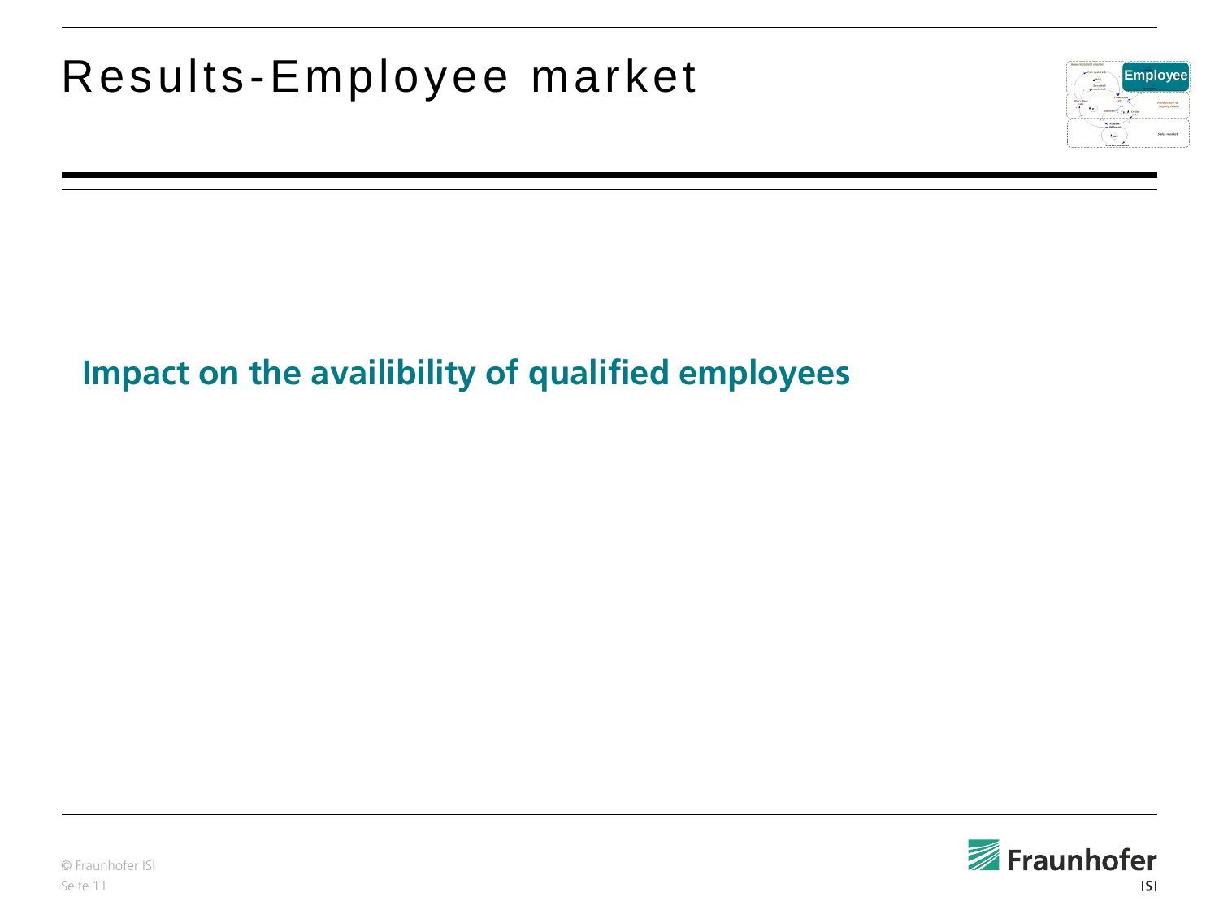# Results-Employee market

**Impact on the availibility of qualified employees**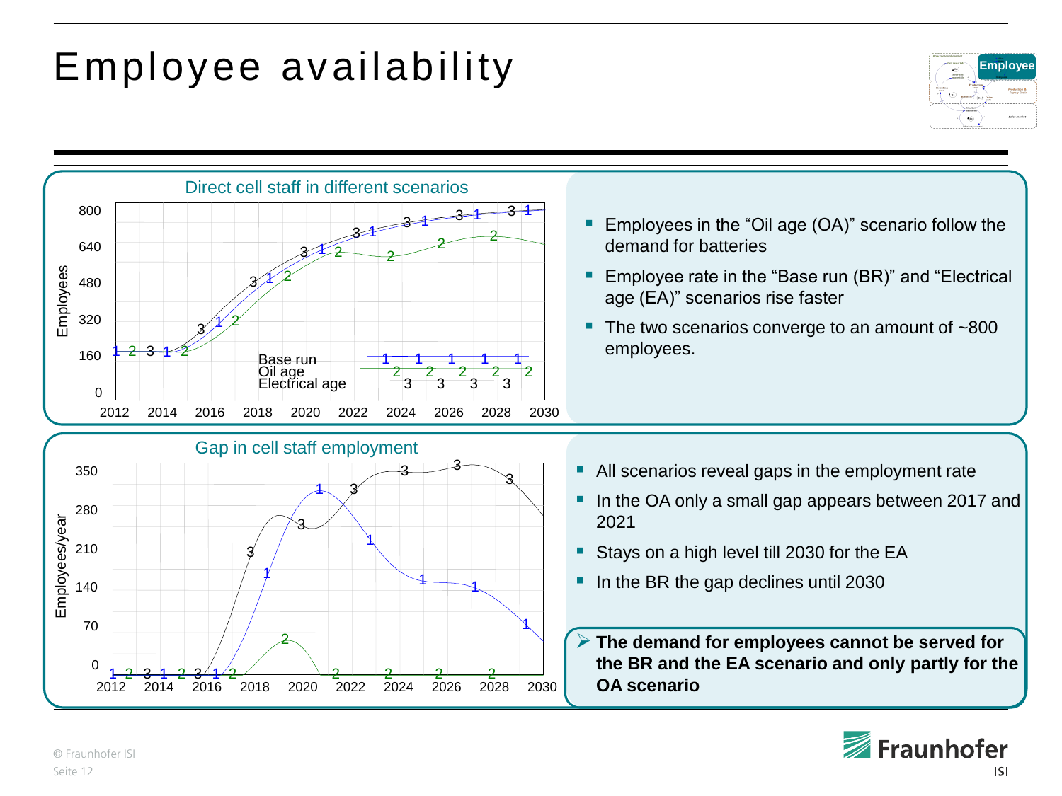# Employee availability

## Direct cell staff in different scenarios

- Employees in the “Oil age (OA)” scenario follow the demand for batteries
- Employee rate in the “Base run (BR)” and “Electrical age (EA)” scenarios rise faster
- The two scenarios converge to an amount of ~800 employees.

## Gap in cell staff employment

- All scenarios reveal gaps in the employment rate
- In the OA only a small gap appears between 2017 and 2021
- Stays on a high level till 2030 for the EA
- In the BR the gap declines until 2030

➢ **The demand for employees cannot be served for the BR and the EA scenario and only partly for the OA scenario**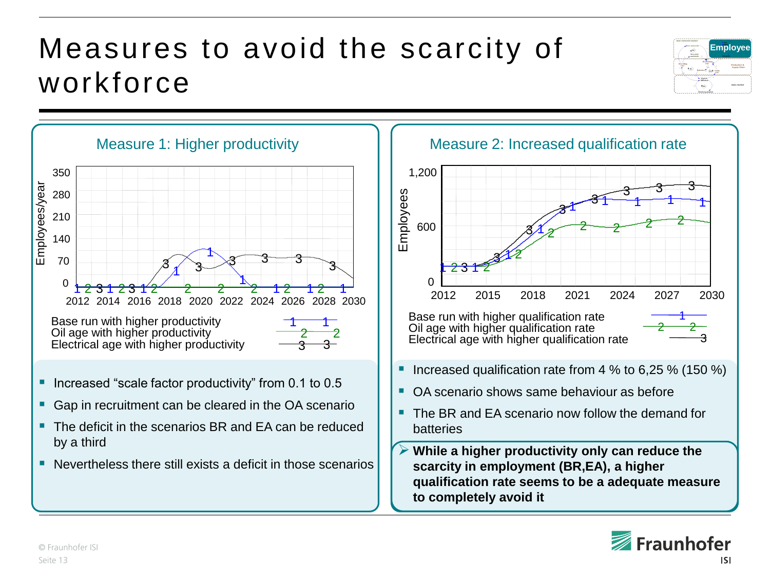# Measures to avoid the scarcity of workforce

## Measure 1: Higher productivity

Employees/year

Base run with higher productivity
Oil age with higher productivity
Electrical age with higher productivity

- Increased "scale factor productivity" from 0.1 to 0.5
- Gap in recruitment can be cleared in the OA scenario
- The deficit in the scenarios BR and EA can be reduced by a third
- Nevertheless there still exists a deficit in those scenarios

## Measure 2: Increased qualification rate

Employees

Base run with higher qualification rate
Oil age with higher qualification rate
Electrical age with higher qualification rate

- Increased qualification rate from 4 % to 6,25 % (150 %)
- OA scenario shows same behaviour as before
- The BR and EA scenario now follow the demand for batteries

➢ **While a higher productivity only can reduce the scarcity in employment (BR,EA), a higher qualification rate seems to be a adequate measure to completely avoid it**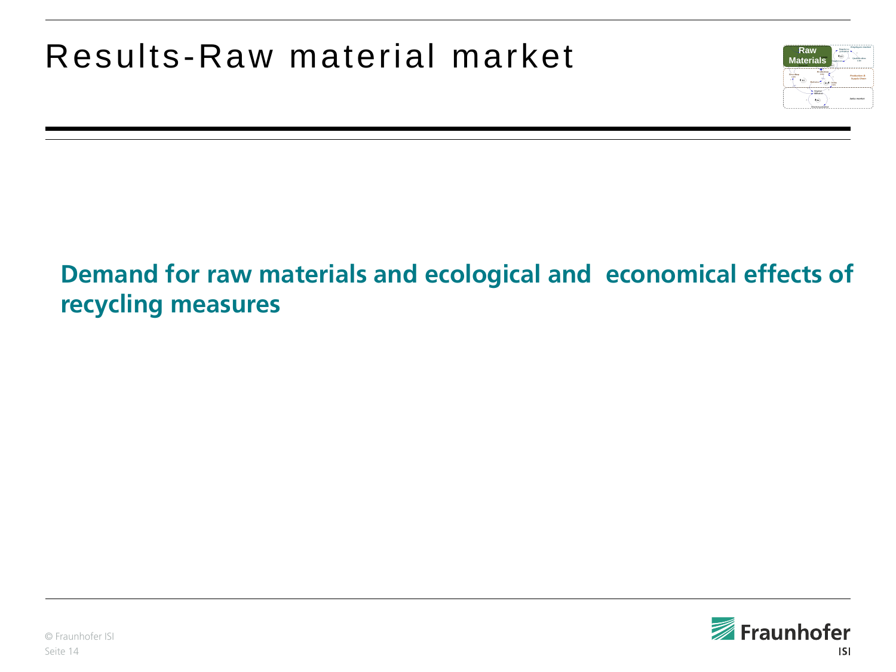# Results-Raw material market

**Demand for raw materials and ecological and economical effects of recycling measures**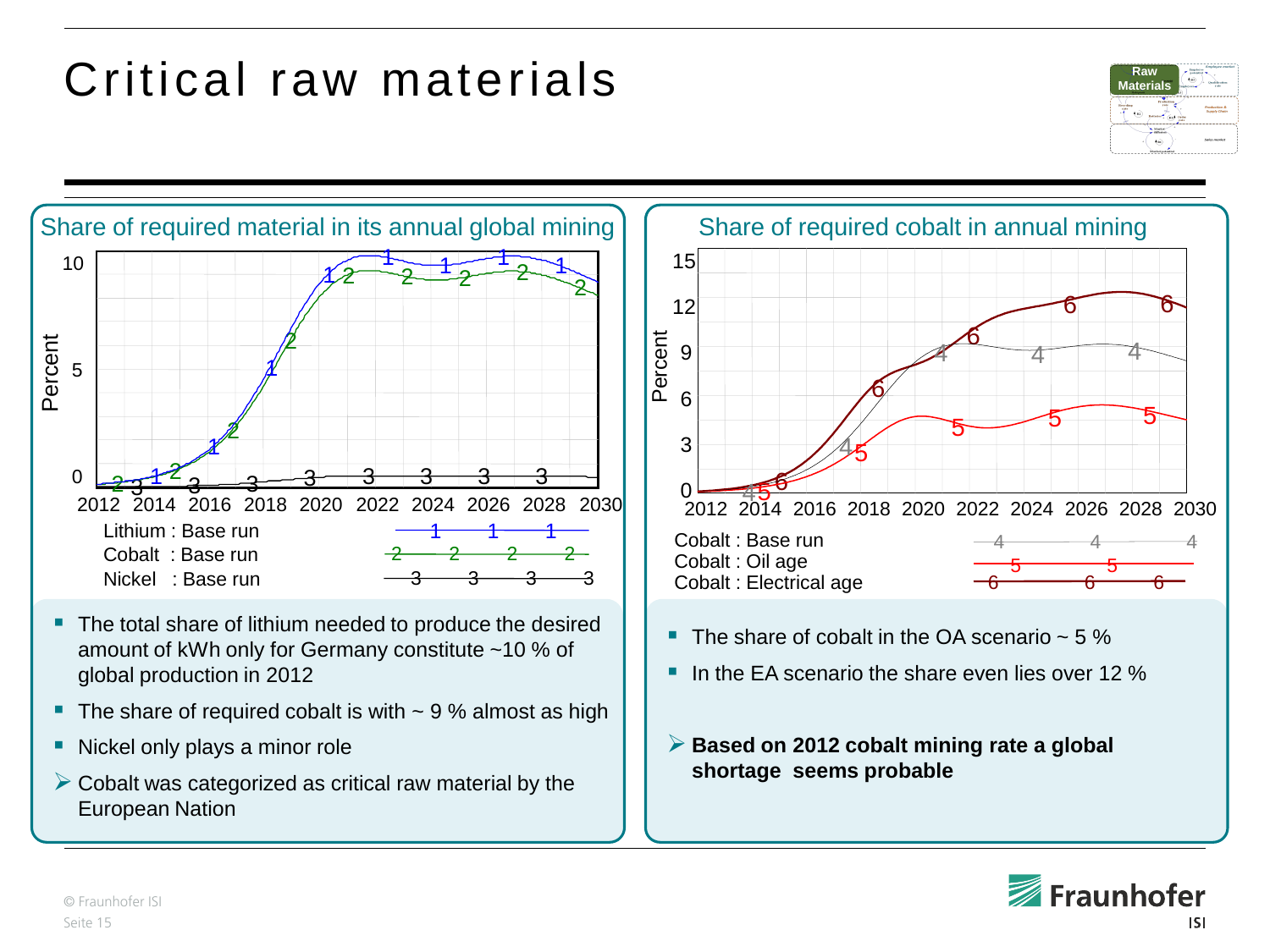# Critical raw materials

## Share of required material in its annual global mining

Legend:
- Lithium : Base run
- Cobalt : Base run
- Nickel : Base run

- The total share of lithium needed to produce the desired amount of kWh only for Germany constitute ~10 % of global production in 2012
- The share of required cobalt is with ~ 9 % almost as high
- Nickel only plays a minor role
- Cobalt was categorized as critical raw material by the European Nation

## Share of required cobalt in annual mining

Legend:
- Cobalt : Base run
- Cobalt : Oil age
- Cobalt : Electrical age

- The share of cobalt in the OA scenario ~ 5 %
- In the EA scenario the share even lies over 12 %

- **Based on 2012 cobalt mining rate a global shortage seems probable**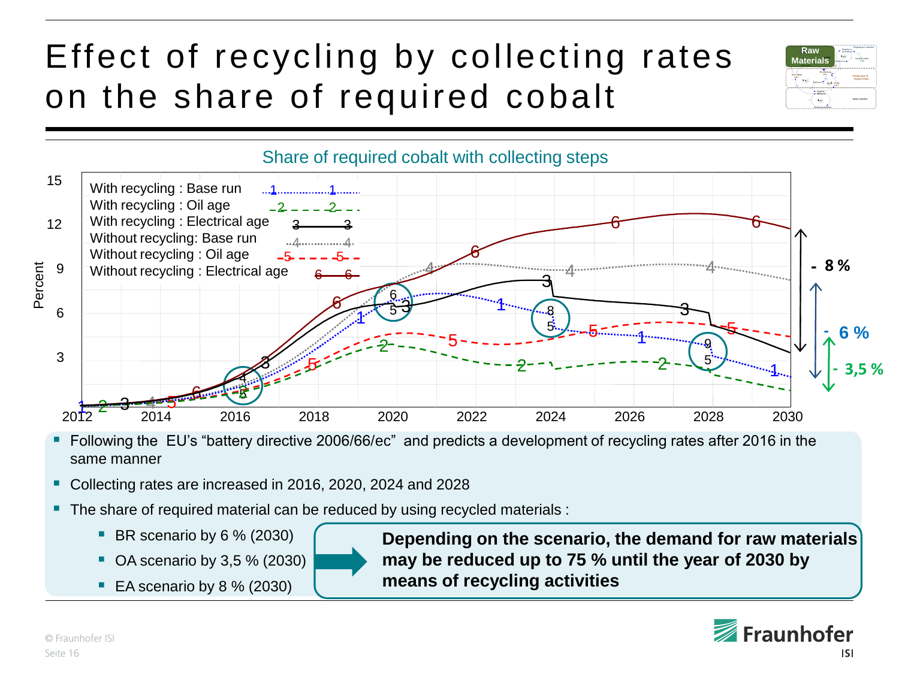# Effect of recycling by collecting rates on the share of required cobalt

Share of required cobalt with collecting steps

With recycling : Base run
With recycling : Oil age
With recycling : Electrical age
Without recycling: Base run
Without recycling : Oil age
Without recycling : Electrical age

Percent

- 8 %
- 6 %
- 3,5 %

- Following the EU's "battery directive 2006/66/ec" and predicts a development of recycling rates after 2016 in the same manner
- Collecting rates are increased in 2016, 2020, 2024 and 2028
- The share of required material can be reduced by using recycled materials :
  - BR scenario by 6 % (2030)
  - OA scenario by 3,5 % (2030)
  - EA scenario by 8 % (2030)

**Depending on the scenario, the demand for raw materials may be reduced up to 75 % until the year of 2030 by means of recycling activities**

© Fraunhofer ISI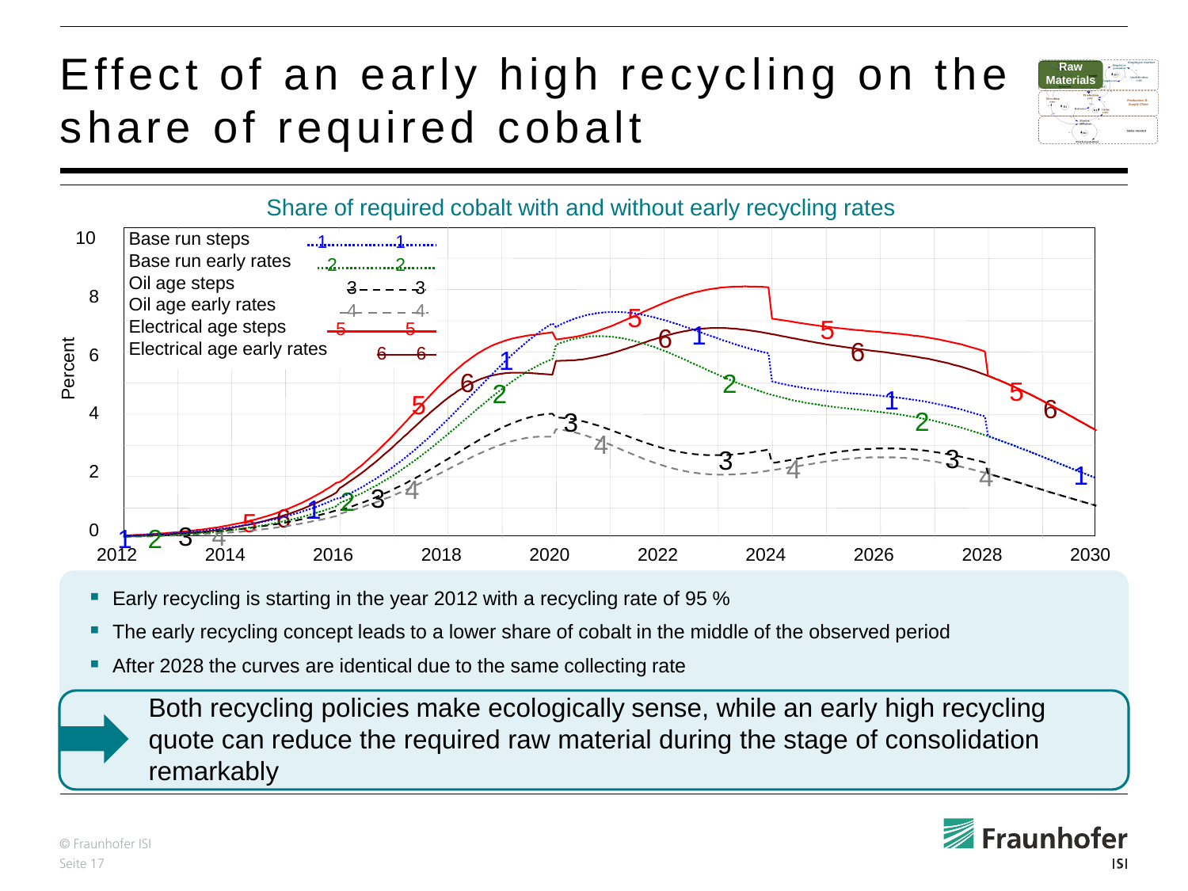# Effect of an early high recycling on the share of required cobalt

Share of required cobalt with and without early recycling rates

- Early recycling is starting in the year 2012 with a recycling rate of 95 %
- The early recycling concept leads to a lower share of cobalt in the middle of the observed period
- After 2028 the curves are identical due to the same collecting rate

Both recycling policies make ecologically sense, while an early high recycling quote can reduce the required raw material during the stage of consolidation remarkably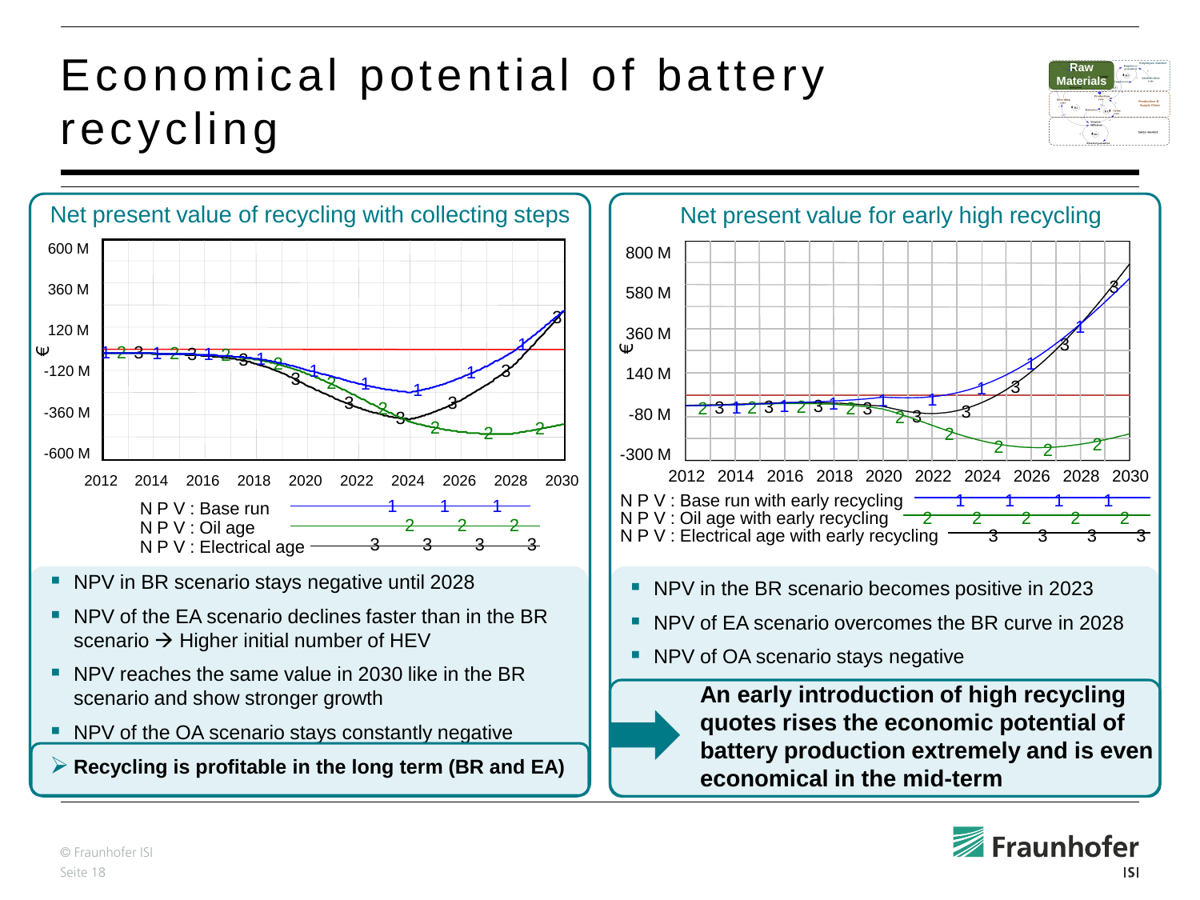# Economical potential of battery recycling

## Net present value of recycling with collecting steps

Chart axis values: 600 M, 360 M, 120 M, -120 M, -360 M, -600 M (€); years 2012–2030

Legend:
- NPV : Base run (1)
- NPV : Oil age (2)
- NPV : Electrical age (3)

- NPV in BR scenario stays negative until 2028
- NPV of the EA scenario declines faster than in the BR scenario → Higher initial number of HEV
- NPV reaches the same value in 2030 like in the BR scenario and show stronger growth
- NPV of the OA scenario stays constantly negative

➢ **Recycling is profitable in the long term (BR and EA)**

## Net present value for early high recycling

Chart axis values: 800 M, 580 M, 360 M, 140 M, -80 M, -300 M (€); years 2012–2030

Legend:
- NPV : Base run with early recycling (1)
- NPV : Oil age with early recycling (2)
- NPV : Electrical age with early recycling (3)

- NPV in the BR scenario becomes positive in 2023
- NPV of EA scenario overcomes the BR curve in 2028
- NPV of OA scenario stays negative

**An early introduction of high recycling quotes rises the economic potential of battery production extremely and is even economical in the mid-term**

© Fraunhofer ISI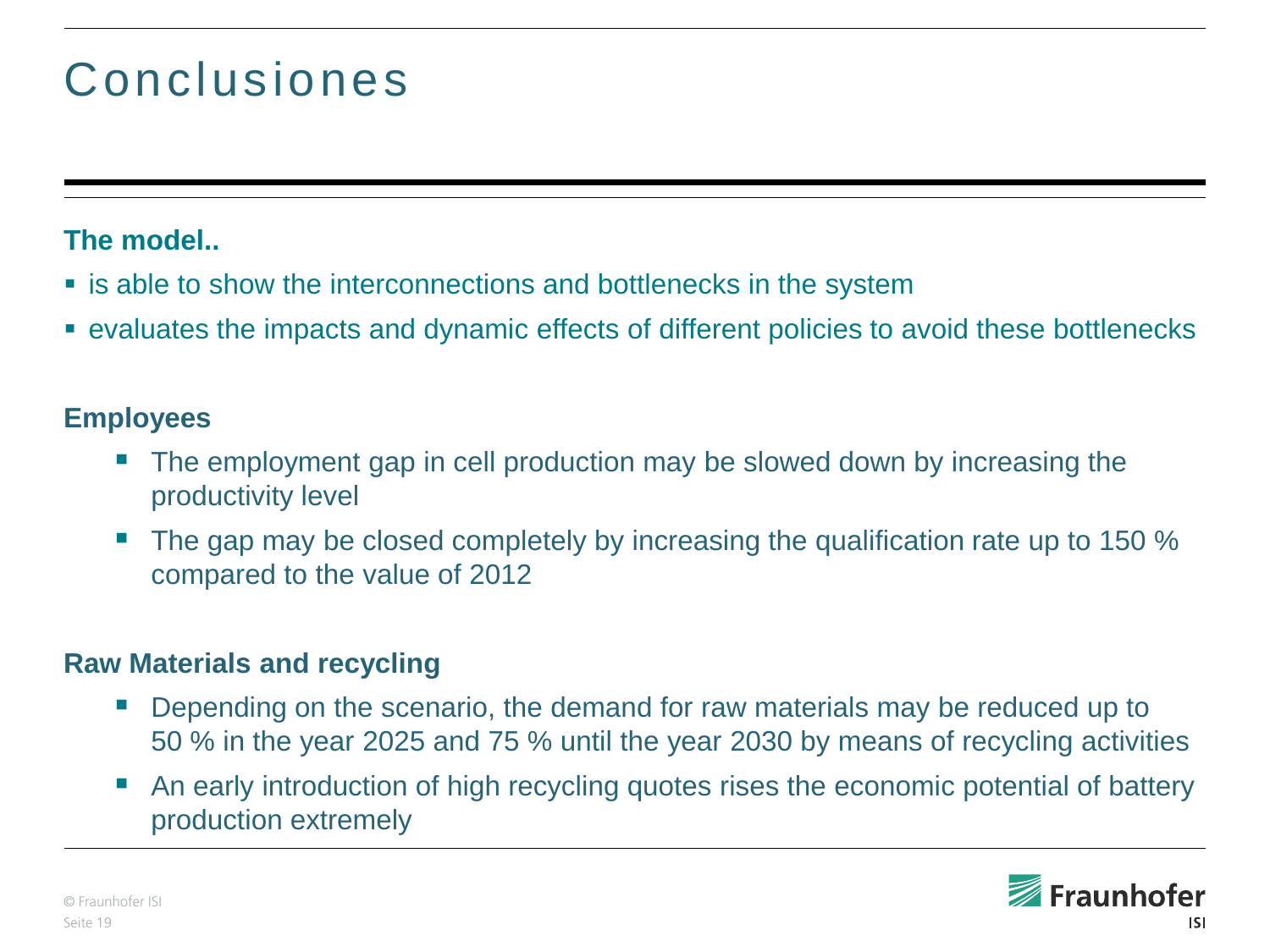# Conclusiones

**The model..**

- is able to show the interconnections and bottlenecks in the system
- evaluates the impacts and dynamic effects of different policies to avoid these bottlenecks

**Employees**

- The employment gap in cell production may be slowed down by increasing the productivity level
- The gap may be closed completely by increasing the qualification rate up to 150 % compared to the value of 2012

**Raw Materials and recycling**

- Depending on the scenario, the demand for raw materials may be reduced up to 50 % in the year 2025 and 75 % until the year 2030 by means of recycling activities
- An early introduction of high recycling quotes rises the economic potential of battery production extremely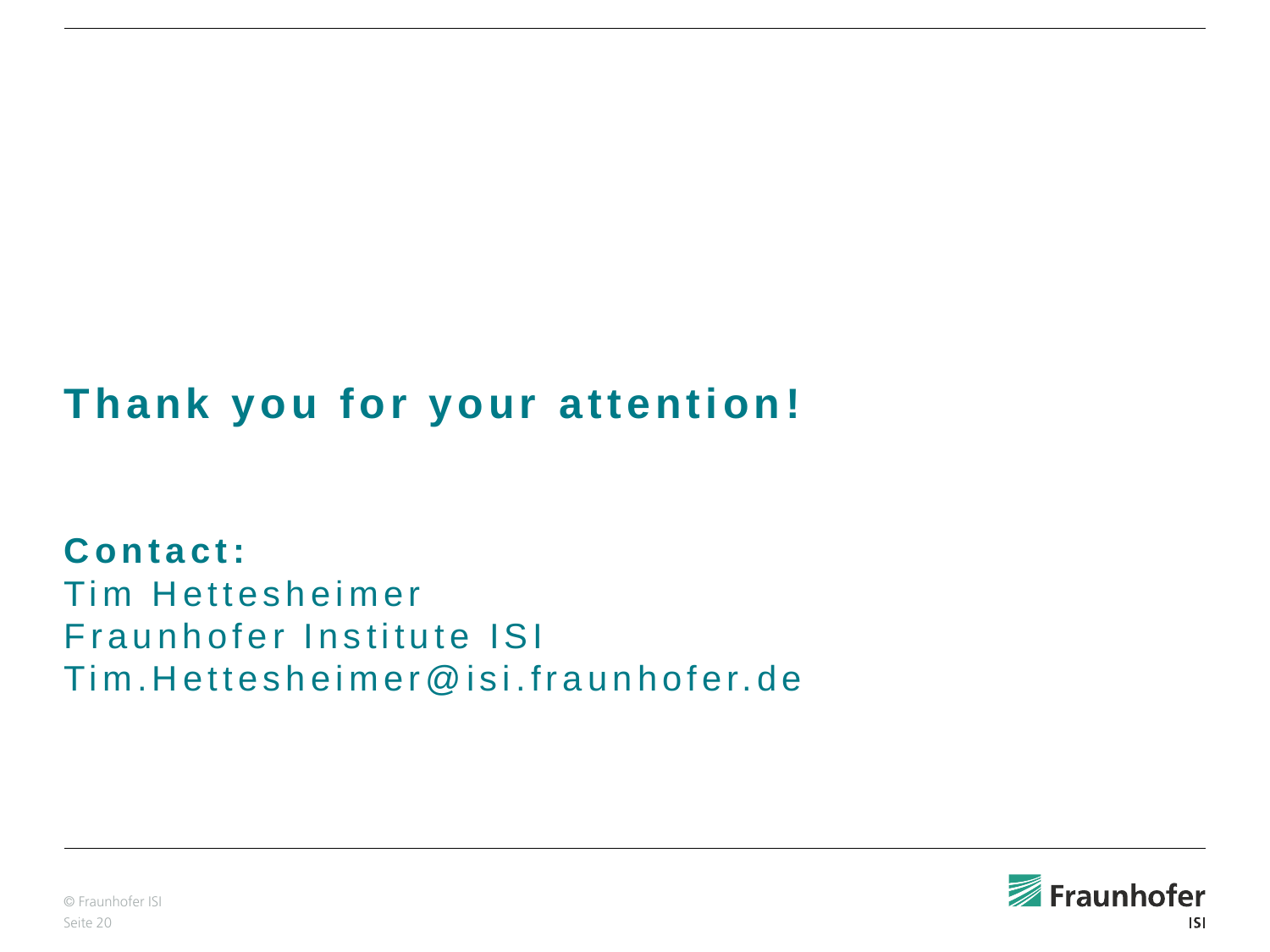## Thank you for your attention!

**Contact:**
Tim Hettesheimer
Fraunhofer Institute ISI
Tim.Hettesheimer@isi.fraunhofer.de